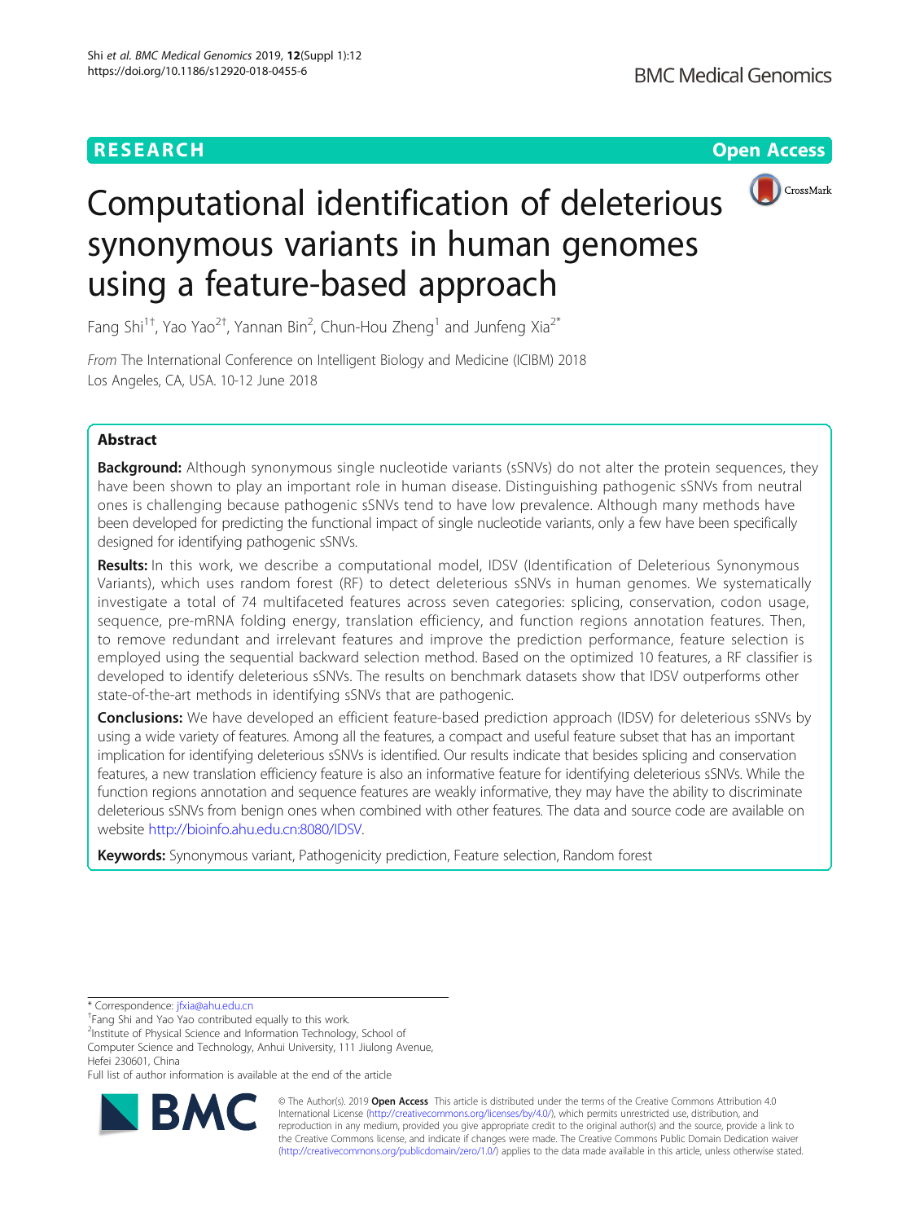RESEARCH Open Access

# Computational identification of deleterious synonymous variants in human genomes using a feature-based approach

Fang Shi[1†], Yao Yao[2†], Yannan Bin[2], Chun-Hou Zheng[1] and Junfeng Xia[2*]

*From* The International Conference on Intelligent Biology and Medicine (ICIBM) 2018
Los Angeles, CA, USA. 10-12 June 2018

## Abstract

**Background:** Although synonymous single nucleotide variants (sSNVs) do not alter the protein sequences, they have been shown to play an important role in human disease. Distinguishing pathogenic sSNVs from neutral ones is challenging because pathogenic sSNVs tend to have low prevalence. Although many methods have been developed for predicting the functional impact of single nucleotide variants, only a few have been specifically designed for identifying pathogenic sSNVs.

**Results:** In this work, we describe a computational model, IDSV (Identification of Deleterious Synonymous Variants), which uses random forest (RF) to detect deleterious sSNVs in human genomes. We systematically investigate a total of 74 multifaceted features across seven categories: splicing, conservation, codon usage, sequence, pre-mRNA folding energy, translation efficiency, and function regions annotation features. Then, to remove redundant and irrelevant features and improve the prediction performance, feature selection is employed using the sequential backward selection method. Based on the optimized 10 features, a RF classifier is developed to identify deleterious sSNVs. The results on benchmark datasets show that IDSV outperforms other state-of-the-art methods in identifying sSNVs that are pathogenic.

**Conclusions:** We have developed an efficient feature-based prediction approach (IDSV) for deleterious sSNVs by using a wide variety of features. Among all the features, a compact and useful feature subset that has an important implication for identifying deleterious sSNVs is identified. Our results indicate that besides splicing and conservation features, a new translation efficiency feature is also an informative feature for identifying deleterious sSNVs. While the function regions annotation and sequence features are weakly informative, they may have the ability to discriminate deleterious sSNVs from benign ones when combined with other features. The data and source code are available on website http://bioinfo.ahu.edu.cn:8080/IDSV.

**Keywords:** Synonymous variant, Pathogenicity prediction, Feature selection, Random forest

---

* Correspondence: jfxia@ahu.edu.cn
†Fang Shi and Yao Yao contributed equally to this work.
[2]Institute of Physical Science and Information Technology, School of Computer Science and Technology, Anhui University, 111 Jiulong Avenue, Hefei 230601, China
Full list of author information is available at the end of the article

© The Author(s). 2019 **Open Access** This article is distributed under the terms of the Creative Commons Attribution 4.0 International License (http://creativecommons.org/licenses/by/4.0/), which permits unrestricted use, distribution, and reproduction in any medium, provided you give appropriate credit to the original author(s) and the source, provide a link to the Creative Commons license, and indicate if changes were made. The Creative Commons Public Domain Dedication waiver (http://creativecommons.org/publicdomain/zero/1.0/) applies to the data made available in this article, unless otherwise stated.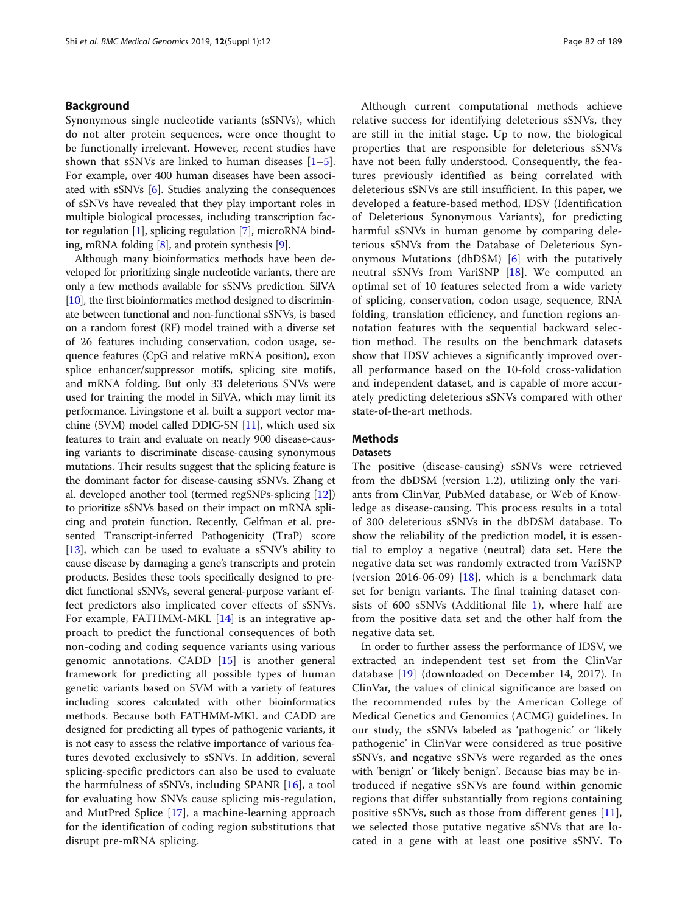## Background

Synonymous single nucleotide variants (sSNVs), which do not alter protein sequences, were once thought to be functionally irrelevant. However, recent studies have shown that sSNVs are linked to human diseases [1–5]. For example, over 400 human diseases have been associated with sSNVs [6]. Studies analyzing the consequences of sSNVs have revealed that they play important roles in multiple biological processes, including transcription factor regulation [1], splicing regulation [7], microRNA binding, mRNA folding [8], and protein synthesis [9].

Although many bioinformatics methods have been developed for prioritizing single nucleotide variants, there are only a few methods available for sSNVs prediction. SilVA [10], the first bioinformatics method designed to discriminate between functional and non-functional sSNVs, is based on a random forest (RF) model trained with a diverse set of 26 features including conservation, codon usage, sequence features (CpG and relative mRNA position), exon splice enhancer/suppressor motifs, splicing site motifs, and mRNA folding. But only 33 deleterious SNVs were used for training the model in SilVA, which may limit its performance. Livingstone et al. built a support vector machine (SVM) model called DDIG-SN [11], which used six features to train and evaluate on nearly 900 disease-causing variants to discriminate disease-causing synonymous mutations. Their results suggest that the splicing feature is the dominant factor for disease-causing sSNVs. Zhang et al. developed another tool (termed regSNPs-splicing [12]) to prioritize sSNVs based on their impact on mRNA splicing and protein function. Recently, Gelfman et al. presented Transcript-inferred Pathogenicity (TraP) score [13], which can be used to evaluate a sSNV's ability to cause disease by damaging a gene's transcripts and protein products. Besides these tools specifically designed to predict functional sSNVs, several general-purpose variant effect predictors also implicated cover effects of sSNVs. For example, FATHMM-MKL [14] is an integrative approach to predict the functional consequences of both non-coding and coding sequence variants using various genomic annotations. CADD [15] is another general framework for predicting all possible types of human genetic variants based on SVM with a variety of features including scores calculated with other bioinformatics methods. Because both FATHMM-MKL and CADD are designed for predicting all types of pathogenic variants, it is not easy to assess the relative importance of various features devoted exclusively to sSNVs. In addition, several splicing-specific predictors can also be used to evaluate the harmfulness of sSNVs, including SPANR [16], a tool for evaluating how SNVs cause splicing mis-regulation, and MutPred Splice [17], a machine-learning approach for the identification of coding region substitutions that disrupt pre-mRNA splicing.

Although current computational methods achieve relative success for identifying deleterious sSNVs, they are still in the initial stage. Up to now, the biological properties that are responsible for deleterious sSNVs have not been fully understood. Consequently, the features previously identified as being correlated with deleterious sSNVs are still insufficient. In this paper, we developed a feature-based method, IDSV (Identification of Deleterious Synonymous Variants), for predicting harmful sSNVs in human genome by comparing deleterious sSNVs from the Database of Deleterious Synonymous Mutations (dbDSM) [6] with the putatively neutral sSNVs from VariSNP [18]. We computed an optimal set of 10 features selected from a wide variety of splicing, conservation, codon usage, sequence, RNA folding, translation efficiency, and function regions annotation features with the sequential backward selection method. The results on the benchmark datasets show that IDSV achieves a significantly improved overall performance based on the 10-fold cross-validation and independent dataset, and is capable of more accurately predicting deleterious sSNVs compared with other state-of-the-art methods.

## Methods

### Datasets

The positive (disease-causing) sSNVs were retrieved from the dbDSM (version 1.2), utilizing only the variants from ClinVar, PubMed database, or Web of Knowledge as disease-causing. This process results in a total of 300 deleterious sSNVs in the dbDSM database. To show the reliability of the prediction model, it is essential to employ a negative (neutral) data set. Here the negative data set was randomly extracted from VariSNP (version 2016-06-09) [18], which is a benchmark data set for benign variants. The final training dataset consists of 600 sSNVs (Additional file 1), where half are from the positive data set and the other half from the negative data set.

In order to further assess the performance of IDSV, we extracted an independent test set from the ClinVar database [19] (downloaded on December 14, 2017). In ClinVar, the values of clinical significance are based on the recommended rules by the American College of Medical Genetics and Genomics (ACMG) guidelines. In our study, the sSNVs labeled as 'pathogenic' or 'likely pathogenic' in ClinVar were considered as true positive sSNVs, and negative sSNVs were regarded as the ones with 'benign' or 'likely benign'. Because bias may be introduced if negative sSNVs are found within genomic regions that differ substantially from regions containing positive sSNVs, such as those from different genes [11], we selected those putative negative sSNVs that are located in a gene with at least one positive sSNV. To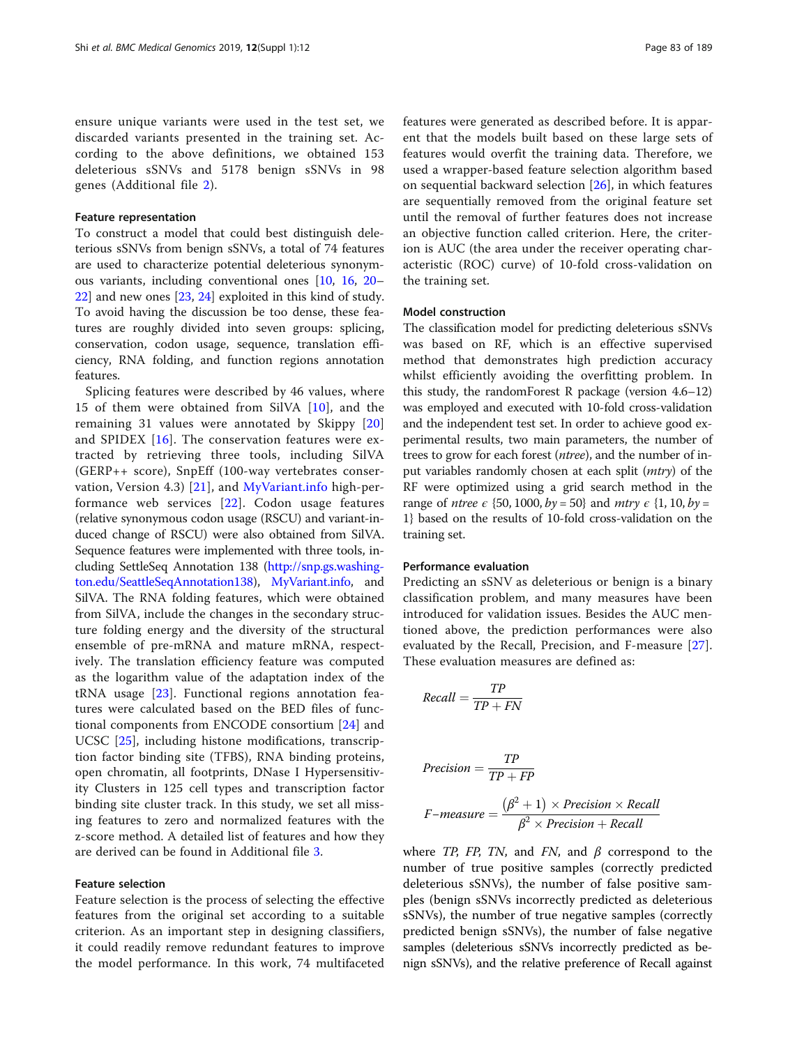ensure unique variants were used in the test set, we discarded variants presented in the training set. According to the above definitions, we obtained 153 deleterious sSNVs and 5178 benign sSNVs in 98 genes (Additional file 2).

### Feature representation

To construct a model that could best distinguish deleterious sSNVs from benign sSNVs, a total of 74 features are used to characterize potential deleterious synonymous variants, including conventional ones [10, 16, 20–22] and new ones [23, 24] exploited in this kind of study. To avoid having the discussion be too dense, these features are roughly divided into seven groups: splicing, conservation, codon usage, sequence, translation efficiency, RNA folding, and function regions annotation features.

Splicing features were described by 46 values, where 15 of them were obtained from SilVA [10], and the remaining 31 values were annotated by Skippy [20] and SPIDEX [16]. The conservation features were extracted by retrieving three tools, including SilVA (GERP++ score), SnpEff (100-way vertebrates conservation, Version 4.3) [21], and MyVariant.info high-performance web services [22]. Codon usage features (relative synonymous codon usage (RSCU) and variant-induced change of RSCU) were also obtained from SilVA. Sequence features were implemented with three tools, including SettleSeq Annotation 138 (http://snp.gs.washington.edu/SeattleSeqAnnotation138), MyVariant.info, and SilVA. The RNA folding features, which were obtained from SilVA, include the changes in the secondary structure folding energy and the diversity of the structural ensemble of pre-mRNA and mature mRNA, respectively. The translation efficiency feature was computed as the logarithm value of the adaptation index of the tRNA usage [23]. Functional regions annotation features were calculated based on the BED files of functional components from ENCODE consortium [24] and UCSC [25], including histone modifications, transcription factor binding site (TFBS), RNA binding proteins, open chromatin, all footprints, DNase I Hypersensitivity Clusters in 125 cell types and transcription factor binding site cluster track. In this study, we set all missing features to zero and normalized features with the z-score method. A detailed list of features and how they are derived can be found in Additional file 3.

### Feature selection

Feature selection is the process of selecting the effective features from the original set according to a suitable criterion. As an important step in designing classifiers, it could readily remove redundant features to improve the model performance. In this work, 74 multifaceted features were generated as described before. It is apparent that the models built based on these large sets of features would overfit the training data. Therefore, we used a wrapper-based feature selection algorithm based on sequential backward selection [26], in which features are sequentially removed from the original feature set until the removal of further features does not increase an objective function called criterion. Here, the criterion is AUC (the area under the receiver operating characteristic (ROC) curve) of 10-fold cross-validation on the training set.

### Model construction

The classification model for predicting deleterious sSNVs was based on RF, which is an effective supervised method that demonstrates high prediction accuracy whilst efficiently avoiding the overfitting problem. In this study, the randomForest R package (version 4.6–12) was employed and executed with 10-fold cross-validation and the independent test set. In order to achieve good experimental results, two main parameters, the number of trees to grow for each forest (*ntree*), and the number of input variables randomly chosen at each split (*mtry*) of the RF were optimized using a grid search method in the range of $ntree \in \{50, 1000, by = 50\}$ and $mtry \in \{1, 10, by = 1\}$ based on the results of 10-fold cross-validation on the training set.

### Performance evaluation

Predicting an sSNV as deleterious or benign is a binary classification problem, and many measures have been introduced for validation issues. Besides the AUC mentioned above, the prediction performances were also evaluated by the Recall, Precision, and F-measure [27]. These evaluation measures are defined as:

$$Recall = \frac{TP}{TP + FN}$$

$$Precision = \frac{TP}{TP + FP}$$

$$F\text{-}measure = \frac{\left(\beta^2 + 1\right) \times Precision \times Recall}{\beta^2 \times Precision + Recall}$$

where *TP*, *FP*, *TN*, and *FN*, and $\beta$ correspond to the number of true positive samples (correctly predicted deleterious sSNVs), the number of false positive samples (benign sSNVs incorrectly predicted as deleterious sSNVs), the number of true negative samples (correctly predicted benign sSNVs), the number of false negative samples (deleterious sSNVs incorrectly predicted as benign sSNVs), and the relative preference of Recall against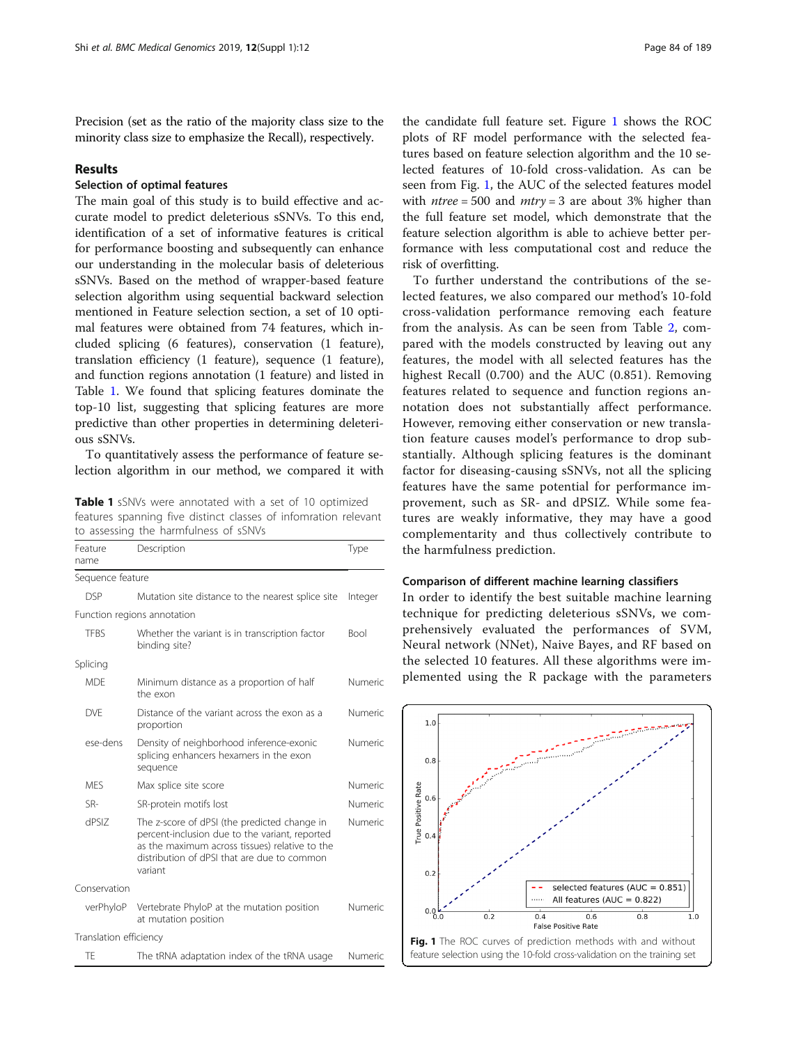Precision (set as the ratio of the majority class size to the minority class size to emphasize the Recall), respectively.

## Results

### Selection of optimal features

The main goal of this study is to build effective and accurate model to predict deleterious sSNVs. To this end, identification of a set of informative features is critical for performance boosting and subsequently can enhance our understanding in the molecular basis of deleterious sSNVs. Based on the method of wrapper-based feature selection algorithm using sequential backward selection mentioned in Feature selection section, a set of 10 optimal features were obtained from 74 features, which included splicing (6 features), conservation (1 feature), translation efficiency (1 feature), sequence (1 feature), and function regions annotation (1 feature) and listed in Table 1. We found that splicing features dominate the top-10 list, suggesting that splicing features are more predictive than other properties in determining deleterious sSNVs.

To quantitatively assess the performance of feature selection algorithm in our method, we compared it with the candidate full feature set. Figure 1 shows the ROC plots of RF model performance with the selected features based on feature selection algorithm and the 10 selected features of 10-fold cross-validation. As can be seen from Fig. 1, the AUC of the selected features model with *ntree* = 500 and *mtry* = 3 are about 3% higher than the full feature set model, which demonstrate that the feature selection algorithm is able to achieve better performance with less computational cost and reduce the risk of overfitting.

**Table 1** sSNVs were annotated with a set of 10 optimized features spanning five distinct classes of infomration relevant to assessing the harmfulness of sSNVs

| Feature name | Description | Type |
|---|---|---|
| Sequence feature | | |
| DSP | Mutation site distance to the nearest splice site | Integer |
| Function regions annotation | | |
| TFBS | Whether the variant is in transcription factor binding site? | Bool |
| Splicing | | |
| MDE | Minimum distance as a proportion of half the exon | Numeric |
| DVE | Distance of the variant across the exon as a proportion | Numeric |
| ese-dens | Density of neighborhood inference-exonic splicing enhancers hexamers in the exon sequence | Numeric |
| MES | Max splice site score | Numeric |
| SR- | SR-protein motifs lost | Numeric |
| dPSIZ | The z-score of dPSI (the predicted change in percent-inclusion due to the variant, reported as the maximum across tissues) relative to the distribution of dPSI that are due to common variant | Numeric |
| Conservation | | |
| verPhyloP | Vertebrate PhyloP at the mutation position at mutation position | Numeric |
| Translation efficiency | | |
| TE | The tRNA adaptation index of the tRNA usage | Numeric |

To further understand the contributions of the selected features, we also compared our method's 10-fold cross-validation performance removing each feature from the analysis. As can be seen from Table 2, compared with the models constructed by leaving out any features, the model with all selected features has the highest Recall (0.700) and the AUC (0.851). Removing features related to sequence and function regions annotation does not substantially affect performance. However, removing either conservation or new translation feature causes model's performance to drop substantially. Although splicing features is the dominant factor for diseasing-causing sSNVs, not all the splicing features have the same potential for performance improvement, such as SR- and dPSIZ. While some features are weakly informative, they may have a good complementarity and thus collectively contribute to the harmfulness prediction.

### Comparison of different machine learning classifiers

In order to identify the best suitable machine learning technique for predicting deleterious sSNVs, we comprehensively evaluated the performances of SVM, Neural network (NNet), Naive Bayes, and RF based on the selected 10 features. All these algorithms were implemented using the R package with the parameters

**Fig. 1** The ROC curves of prediction methods with and without feature selection using the 10-fold cross-validation on the training set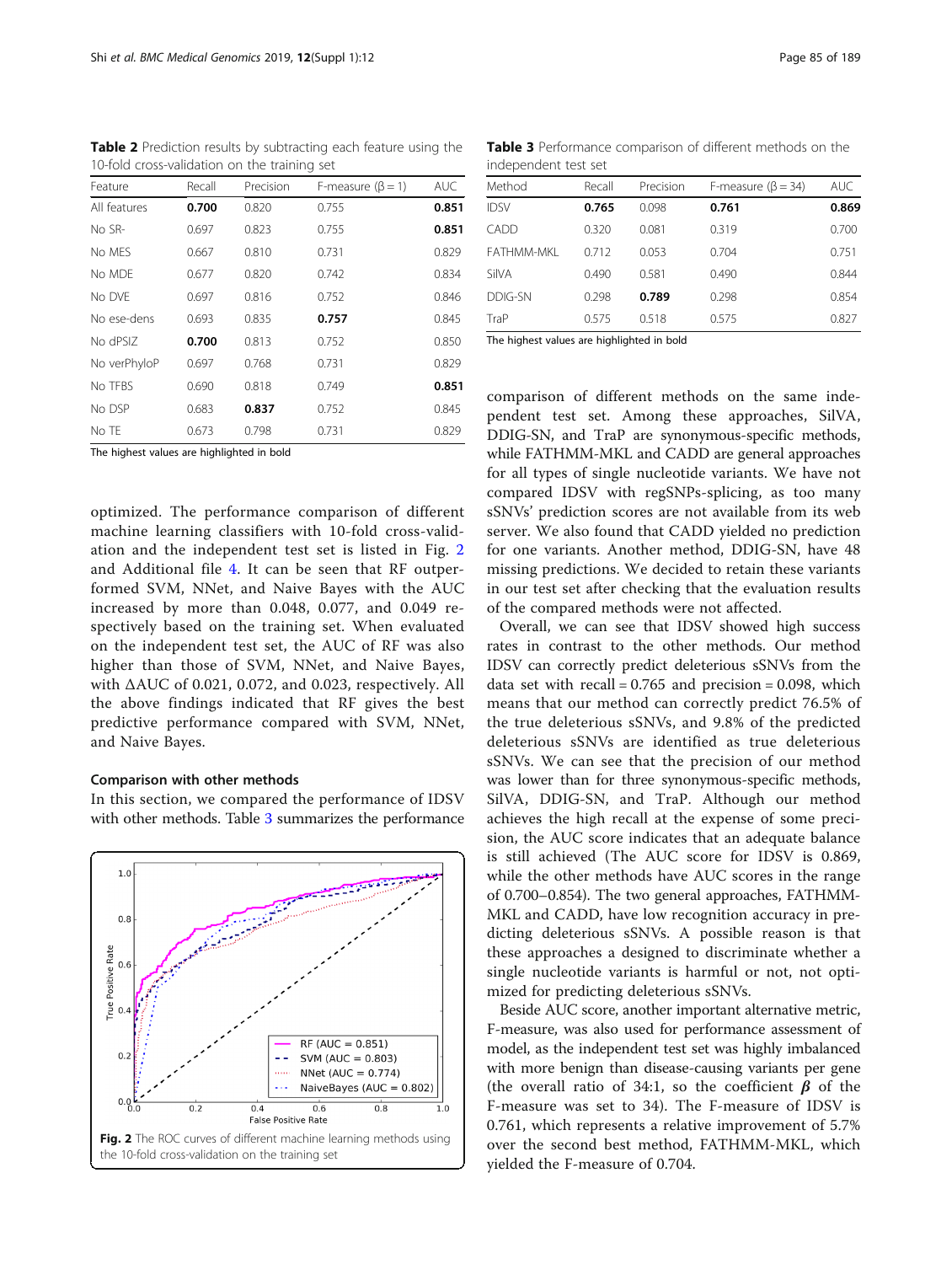**Table 2** Prediction results by subtracting each feature using the 10-fold cross-validation on the training set

| Feature | Recall | Precision | F-measure (β = 1) | AUC |
|---|---|---|---|---|
| All features | **0.700** | 0.820 | 0.755 | **0.851** |
| No SR- | 0.697 | 0.823 | 0.755 | **0.851** |
| No MES | 0.667 | 0.810 | 0.731 | 0.829 |
| No MDE | 0.677 | 0.820 | 0.742 | 0.834 |
| No DVE | 0.697 | 0.816 | 0.752 | 0.846 |
| No ese-dens | 0.693 | 0.835 | **0.757** | 0.845 |
| No dPSIZ | **0.700** | 0.813 | 0.752 | 0.850 |
| No verPhyloP | 0.697 | 0.768 | 0.731 | 0.829 |
| No TFBS | 0.690 | 0.818 | 0.749 | **0.851** |
| No DSP | 0.683 | **0.837** | 0.752 | 0.845 |
| No TE | 0.673 | 0.798 | 0.731 | 0.829 |

The highest values are highlighted in bold

optimized. The performance comparison of different machine learning classifiers with 10-fold cross-validation and the independent test set is listed in Fig. 2 and Additional file 4. It can be seen that RF outperformed SVM, NNet, and Naive Bayes with the AUC increased by more than 0.048, 0.077, and 0.049 respectively based on the training set. When evaluated on the independent test set, the AUC of RF was also higher than those of SVM, NNet, and Naive Bayes, with ΔAUC of 0.021, 0.072, and 0.023, respectively. All the above findings indicated that RF gives the best predictive performance compared with SVM, NNet, and Naive Bayes.

### Comparison with other methods

In this section, we compared the performance of IDSV with other methods. Table 3 summarizes the performance

Fig. 2 The ROC curves of different machine learning methods using the 10-fold cross-validation on the training set

**Table 3** Performance comparison of different methods on the independent test set

| Method | Recall | Precision | F-measure (β = 34) | AUC |
|---|---|---|---|---|
| IDSV | **0.765** | 0.098 | **0.761** | **0.869** |
| CADD | 0.320 | 0.081 | 0.319 | 0.700 |
| FATHMM-MKL | 0.712 | 0.053 | 0.704 | 0.751 |
| SilVA | 0.490 | 0.581 | 0.490 | 0.844 |
| DDIG-SN | 0.298 | **0.789** | 0.298 | 0.854 |
| TraP | 0.575 | 0.518 | 0.575 | 0.827 |

The highest values are highlighted in bold

comparison of different methods on the same independent test set. Among these approaches, SilVA, DDIG-SN, and TraP are synonymous-specific methods, while FATHMM-MKL and CADD are general approaches for all types of single nucleotide variants. We have not compared IDSV with regSNPs-splicing, as too many sSNVs' prediction scores are not available from its web server. We also found that CADD yielded no prediction for one variants. Another method, DDIG-SN, have 48 missing predictions. We decided to retain these variants in our test set after checking that the evaluation results of the compared methods were not affected.

Overall, we can see that IDSV showed high success rates in contrast to the other methods. Our method IDSV can correctly predict deleterious sSNVs from the data set with recall = 0.765 and precision = 0.098, which means that our method can correctly predict 76.5% of the true deleterious sSNVs, and 9.8% of the predicted deleterious sSNVs are identified as true deleterious sSNVs. We can see that the precision of our method was lower than for three synonymous-specific methods, SilVA, DDIG-SN, and TraP. Although our method achieves the high recall at the expense of some precision, the AUC score indicates that an adequate balance is still achieved (The AUC score for IDSV is 0.869, while the other methods have AUC scores in the range of 0.700–0.854). The two general approaches, FATHMM-MKL and CADD, have low recognition accuracy in predicting deleterious sSNVs. A possible reason is that these approaches a designed to discriminate whether a single nucleotide variants is harmful or not, not optimized for predicting deleterious sSNVs.

Beside AUC score, another important alternative metric, F-measure, was also used for performance assessment of model, as the independent test set was highly imbalanced with more benign than disease-causing variants per gene (the overall ratio of 34:1, so the coefficient $\boldsymbol{\beta}$ of the F-measure was set to 34). The F-measure of IDSV is 0.761, which represents a relative improvement of 5.7% over the second best method, FATHMM-MKL, which yielded the F-measure of 0.704.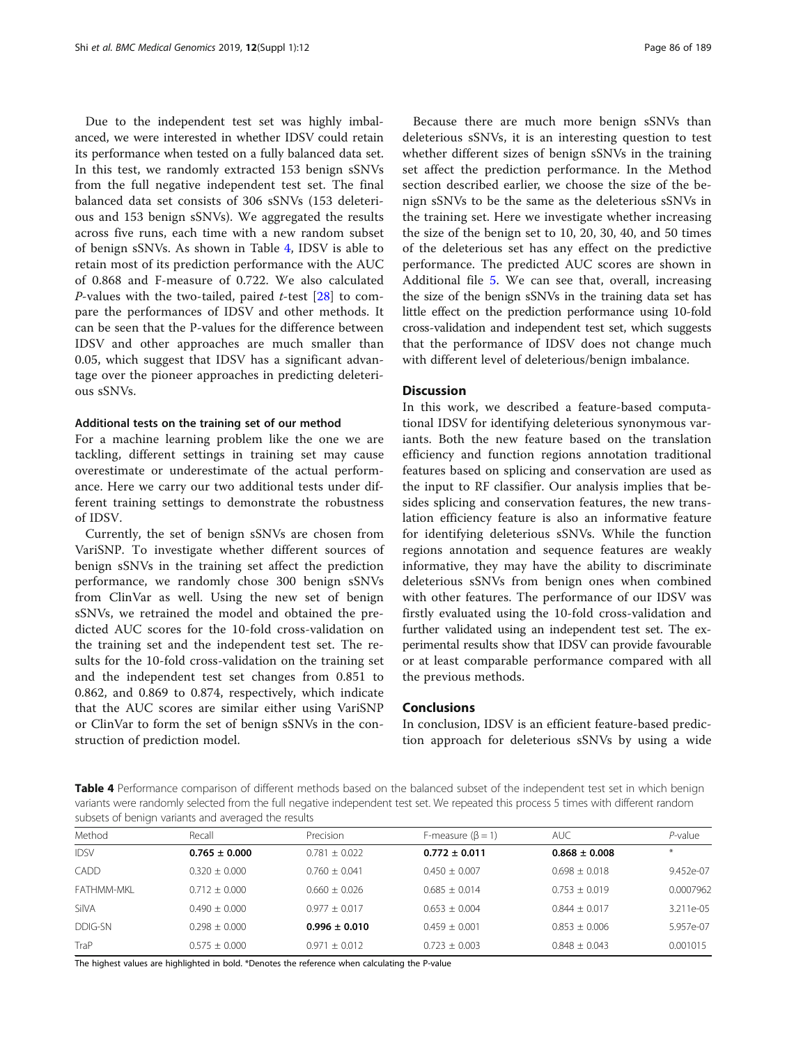Due to the independent test set was highly imbalanced, we were interested in whether IDSV could retain its performance when tested on a fully balanced data set. In this test, we randomly extracted 153 benign sSNVs from the full negative independent test set. The final balanced data set consists of 306 sSNVs (153 deleterious and 153 benign sSNVs). We aggregated the results across five runs, each time with a new random subset of benign sSNVs. As shown in Table 4, IDSV is able to retain most of its prediction performance with the AUC of 0.868 and F-measure of 0.722. We also calculated *P*-values with the two-tailed, paired *t*-test [28] to compare the performances of IDSV and other methods. It can be seen that the P-values for the difference between IDSV and other approaches are much smaller than 0.05, which suggest that IDSV has a significant advantage over the pioneer approaches in predicting deleterious sSNVs.

#### Additional tests on the training set of our method

For a machine learning problem like the one we are tackling, different settings in training set may cause overestimate or underestimate of the actual performance. Here we carry our two additional tests under different training settings to demonstrate the robustness of IDSV.

Currently, the set of benign sSNVs are chosen from VariSNP. To investigate whether different sources of benign sSNVs in the training set affect the prediction performance, we randomly chose 300 benign sSNVs from ClinVar as well. Using the new set of benign sSNVs, we retrained the model and obtained the predicted AUC scores for the 10-fold cross-validation on the training set and the independent test set. The results for the 10-fold cross-validation on the training set and the independent test set changes from 0.851 to 0.862, and 0.869 to 0.874, respectively, which indicate that the AUC scores are similar either using VariSNP or ClinVar to form the set of benign sSNVs in the construction of prediction model.

Because there are much more benign sSNVs than deleterious sSNVs, it is an interesting question to test whether different sizes of benign sSNVs in the training set affect the prediction performance. In the Method section described earlier, we choose the size of the benign sSNVs to be the same as the deleterious sSNVs in the training set. Here we investigate whether increasing the size of the benign set to 10, 20, 30, 40, and 50 times of the deleterious set has any effect on the predictive performance. The predicted AUC scores are shown in Additional file 5. We can see that, overall, increasing the size of the benign sSNVs in the training data set has little effect on the prediction performance using 10-fold cross-validation and independent test set, which suggests that the performance of IDSV does not change much with different level of deleterious/benign imbalance.

## Discussion

In this work, we described a feature-based computational IDSV for identifying deleterious synonymous variants. Both the new feature based on the translation efficiency and function regions annotation traditional features based on splicing and conservation are used as the input to RF classifier. Our analysis implies that besides splicing and conservation features, the new translation efficiency feature is also an informative feature for identifying deleterious sSNVs. While the function regions annotation and sequence features are weakly informative, they may have the ability to discriminate deleterious sSNVs from benign ones when combined with other features. The performance of our IDSV was firstly evaluated using the 10-fold cross-validation and further validated using an independent test set. The experimental results show that IDSV can provide favourable or at least comparable performance compared with all the previous methods.

## Conclusions

In conclusion, IDSV is an efficient feature-based prediction approach for deleterious sSNVs by using a wide

**Table 4** Performance comparison of different methods based on the balanced subset of the independent test set in which benign variants were randomly selected from the full negative independent test set. We repeated this process 5 times with different random subsets of benign variants and averaged the results

| Method | Recall | Precision | F-measure ($\beta = 1$) | AUC | *P*-value |
|---|---|---|---|---|---|
| IDSV | **0.765 ± 0.000** | 0.781 ± 0.022 | **0.772 ± 0.011** | **0.868 ± 0.008** | * |
| CADD | 0.320 ± 0.000 | 0.760 ± 0.041 | 0.450 ± 0.007 | 0.698 ± 0.018 | 9.452e-07 |
| FATHMM-MKL | 0.712 ± 0.000 | 0.660 ± 0.026 | 0.685 ± 0.014 | 0.753 ± 0.019 | 0.0007962 |
| SilVA | 0.490 ± 0.000 | 0.977 ± 0.017 | 0.653 ± 0.004 | 0.844 ± 0.017 | 3.211e-05 |
| DDIG-SN | 0.298 ± 0.000 | **0.996 ± 0.010** | 0.459 ± 0.001 | 0.853 ± 0.006 | 5.957e-07 |
| TraP | 0.575 ± 0.000 | 0.971 ± 0.012 | 0.723 ± 0.003 | 0.848 ± 0.043 | 0.001015 |

The highest values are highlighted in bold. *Denotes the reference when calculating the P-value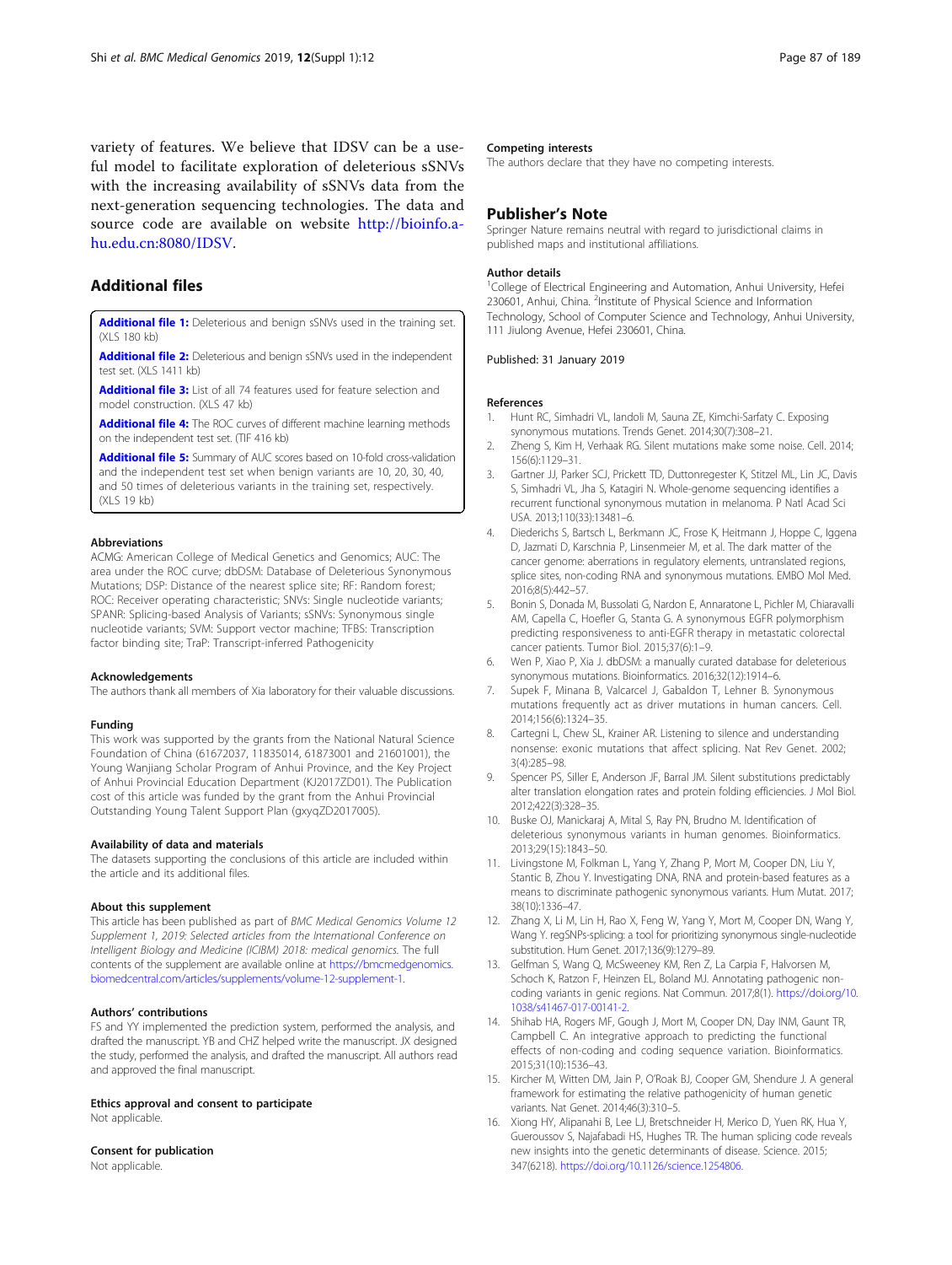variety of features. We believe that IDSV can be a useful model to facilitate exploration of deleterious sSNVs with the increasing availability of sSNVs data from the next-generation sequencing technologies. The data and source code are available on website http://bioinfo.ahu.edu.cn:8080/IDSV.

## Additional files

**Additional file 1:** Deleterious and benign sSNVs used in the training set. (XLS 180 kb)

**Additional file 2:** Deleterious and benign sSNVs used in the independent test set. (XLS 1411 kb)

**Additional file 3:** List of all 74 features used for feature selection and model construction. (XLS 47 kb)

**Additional file 4:** The ROC curves of different machine learning methods on the independent test set. (TIF 416 kb)

**Additional file 5:** Summary of AUC scores based on 10-fold cross-validation and the independent test set when benign variants are 10, 20, 30, 40, and 50 times of deleterious variants in the training set, respectively. (XLS 19 kb)

#### Abbreviations

ACMG: American College of Medical Genetics and Genomics; AUC: The area under the ROC curve; dbDSM: Database of Deleterious Synonymous Mutations; DSP: Distance of the nearest splice site; RF: Random forest; ROC: Receiver operating characteristic; SNVs: Single nucleotide variants; SPANR: Splicing-based Analysis of Variants; sSNVs: Synonymous single nucleotide variants; SVM: Support vector machine; TFBS: Transcription factor binding site; TraP: Transcript-inferred Pathogenicity

#### Acknowledgements

The authors thank all members of Xia laboratory for their valuable discussions.

#### Funding

This work was supported by the grants from the National Natural Science Foundation of China (61672037, 11835014, 61873001 and 21601001), the Young Wanjiang Scholar Program of Anhui Province, and the Key Project of Anhui Provincial Education Department (KJ2017ZD01). The Publication cost of this article was funded by the grant from the Anhui Provincial Outstanding Young Talent Support Plan (gxyqZD2017005).

#### Availability of data and materials

The datasets supporting the conclusions of this article are included within the article and its additional files.

#### About this supplement

This article has been published as part of *BMC Medical Genomics Volume 12 Supplement 1, 2019: Selected articles from the International Conference on Intelligent Biology and Medicine (ICIBM) 2018: medical genomics*. The full contents of the supplement are available online at https://bmcmedgenomics.biomedcentral.com/articles/supplements/volume-12-supplement-1.

#### Authors' contributions

FS and YY implemented the prediction system, performed the analysis, and drafted the manuscript. YB and CHZ helped write the manuscript. JX designed the study, performed the analysis, and drafted the manuscript. All authors read and approved the final manuscript.

#### Ethics approval and consent to participate

Not applicable.

#### Consent for publication

Not applicable.

#### Competing interests

The authors declare that they have no competing interests.

## Publisher's Note

Springer Nature remains neutral with regard to jurisdictional claims in published maps and institutional affiliations.

#### Author details

[1]College of Electrical Engineering and Automation, Anhui University, Hefei 230601, Anhui, China. [2]Institute of Physical Science and Information Technology, School of Computer Science and Technology, Anhui University, 111 Jiulong Avenue, Hefei 230601, China.

Published: 31 January 2019

#### References

1. Hunt RC, Simhadri VL, Iandoli M, Sauna ZE, Kimchi-Sarfaty C. Exposing synonymous mutations. Trends Genet. 2014;30(7):308–21.
2. Zheng S, Kim H, Verhaak RG. Silent mutations make some noise. Cell. 2014; 156(6):1129–31.
3. Gartner JJ, Parker SCJ, Prickett TD, Duttonregester K, Stitzel ML, Lin JC, Davis S, Simhadri VL, Jha S, Katagiri N. Whole-genome sequencing identifies a recurrent functional synonymous mutation in melanoma. P Natl Acad Sci USA. 2013;110(33):13481–6.
4. Diederichs S, Bartsch L, Berkmann JC, Frose K, Heitmann J, Hoppe C, Iggena D, Jazmati D, Karschnia P, Linsenmeier M, et al. The dark matter of the cancer genome: aberrations in regulatory elements, untranslated regions, splice sites, non-coding RNA and synonymous mutations. EMBO Mol Med. 2016;8(5):442–57.
5. Bonin S, Donada M, Bussolati G, Nardon E, Annaratone L, Pichler M, Chiaravalli AM, Capella C, Hoefler G, Stanta G. A synonymous EGFR polymorphism predicting responsiveness to anti-EGFR therapy in metastatic colorectal cancer patients. Tumor Biol. 2015;37(6):1–9.
6. Wen P, Xiao P, Xia J. dbDSM: a manually curated database for deleterious synonymous mutations. Bioinformatics. 2016;32(12):1914–6.
7. Supek F, Minana B, Valcarcel J, Gabaldon T, Lehner B. Synonymous mutations frequently act as driver mutations in human cancers. Cell. 2014;156(6):1324–35.
8. Cartegni L, Chew SL, Krainer AR. Listening to silence and understanding nonsense: exonic mutations that affect splicing. Nat Rev Genet. 2002; 3(4):285–98.
9. Spencer PS, Siller E, Anderson JF, Barral JM. Silent substitutions predictably alter translation elongation rates and protein folding efficiencies. J Mol Biol. 2012;422(3):328–35.
10. Buske OJ, Manickaraj A, Mital S, Ray PN, Brudno M. Identification of deleterious synonymous variants in human genomes. Bioinformatics. 2013;29(15):1843–50.
11. Livingstone M, Folkman L, Yang Y, Zhang P, Mort M, Cooper DN, Liu Y, Stantic B, Zhou Y. Investigating DNA, RNA and protein-based features as a means to discriminate pathogenic synonymous variants. Hum Mutat. 2017; 38(10):1336–47.
12. Zhang X, Li M, Lin H, Rao X, Feng W, Yang Y, Mort M, Cooper DN, Wang Y, Wang Y. regSNPs-splicing: a tool for prioritizing synonymous single-nucleotide substitution. Hum Genet. 2017;136(9):1279–89.
13. Gelfman S, Wang Q, McSweeney KM, Ren Z, La Carpia F, Halvorsen M, Schoch K, Ratzon F, Heinzen EL, Boland MJ. Annotating pathogenic non-coding variants in genic regions. Nat Commun. 2017;8(1). https://doi.org/10.1038/s41467-017-00141-2.
14. Shihab HA, Rogers MF, Gough J, Mort M, Cooper DN, Day INM, Gaunt TR, Campbell C. An integrative approach to predicting the functional effects of non-coding and coding sequence variation. Bioinformatics. 2015;31(10):1536–43.
15. Kircher M, Witten DM, Jain P, O'Roak BJ, Cooper GM, Shendure J. A general framework for estimating the relative pathogenicity of human genetic variants. Nat Genet. 2014;46(3):310–5.
16. Xiong HY, Alipanahi B, Lee LJ, Bretschneider H, Merico D, Yuen RK, Hua Y, Gueroussov S, Najafabadi HS, Hughes TR. The human splicing code reveals new insights into the genetic determinants of disease. Science. 2015; 347(6218). https://doi.org/10.1126/science.1254806.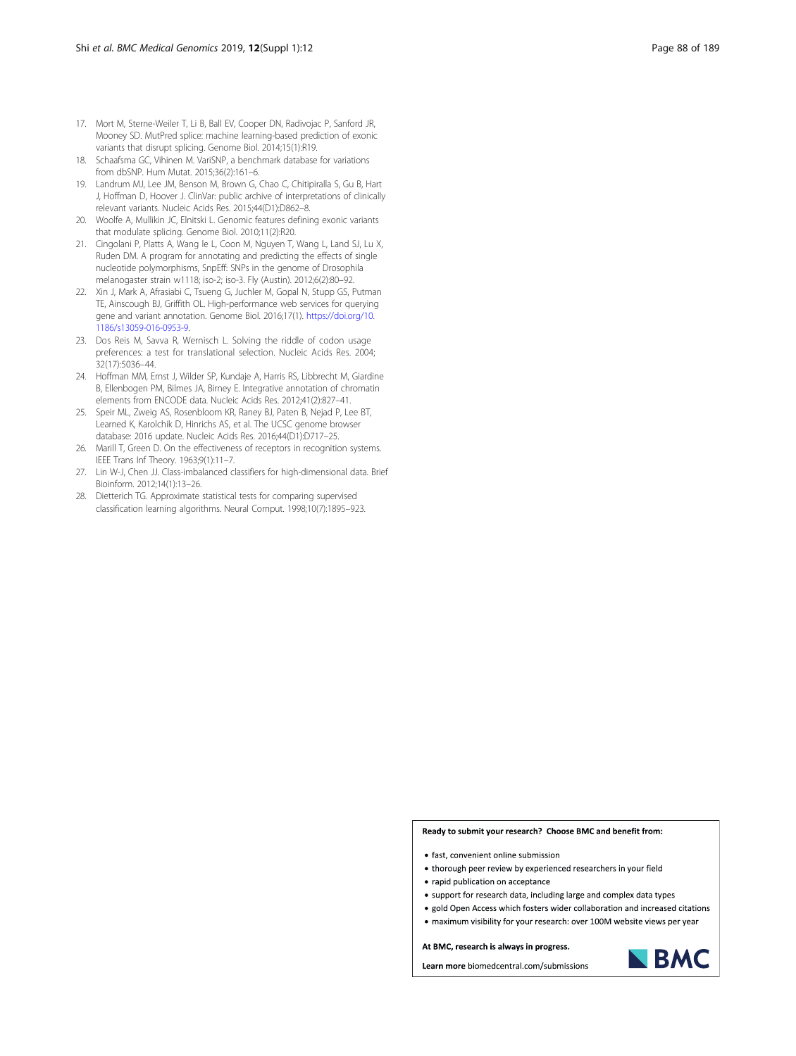17. Mort M, Sterne-Weiler T, Li B, Ball EV, Cooper DN, Radivojac P, Sanford JR, Mooney SD. MutPred splice: machine learning-based prediction of exonic variants that disrupt splicing. Genome Biol. 2014;15(1):R19.
18. Schaafsma GC, Vihinen M. VariSNP, a benchmark database for variations from dbSNP. Hum Mutat. 2015;36(2):161–6.
19. Landrum MJ, Lee JM, Benson M, Brown G, Chao C, Chitipiralla S, Gu B, Hart J, Hoffman D, Hoover J. ClinVar: public archive of interpretations of clinically relevant variants. Nucleic Acids Res. 2015;44(D1):D862–8.
20. Woolfe A, Mullikin JC, Elnitski L. Genomic features defining exonic variants that modulate splicing. Genome Biol. 2010;11(2):R20.
21. Cingolani P, Platts A, Wang le L, Coon M, Nguyen T, Wang L, Land SJ, Lu X, Ruden DM. A program for annotating and predicting the effects of single nucleotide polymorphisms, SnpEff: SNPs in the genome of Drosophila melanogaster strain w1118; iso-2; iso-3. Fly (Austin). 2012;6(2):80–92.
22. Xin J, Mark A, Afrasiabi C, Tsueng G, Juchler M, Gopal N, Stupp GS, Putman TE, Ainscough BJ, Griffith OL. High-performance web services for querying gene and variant annotation. Genome Biol. 2016;17(1). https://doi.org/10.1186/s13059-016-0953-9.
23. Dos Reis M, Savva R, Wernisch L. Solving the riddle of codon usage preferences: a test for translational selection. Nucleic Acids Res. 2004; 32(17):5036–44.
24. Hoffman MM, Ernst J, Wilder SP, Kundaje A, Harris RS, Libbrecht M, Giardine B, Ellenbogen PM, Bilmes JA, Birney E. Integrative annotation of chromatin elements from ENCODE data. Nucleic Acids Res. 2012;41(2):827–41.
25. Speir ML, Zweig AS, Rosenbloom KR, Raney BJ, Paten B, Nejad P, Lee BT, Learned K, Karolchik D, Hinrichs AS, et al. The UCSC genome browser database: 2016 update. Nucleic Acids Res. 2016;44(D1):D717–25.
26. Marill T, Green D. On the effectiveness of receptors in recognition systems. IEEE Trans Inf Theory. 1963;9(1):11–7.
27. Lin W-J, Chen JJ. Class-imbalanced classifiers for high-dimensional data. Brief Bioinform. 2012;14(1):13–26.
28. Dietterich TG. Approximate statistical tests for comparing supervised classification learning algorithms. Neural Comput. 1998;10(7):1895–923.

**Ready to submit your research? Choose BMC and benefit from:**

- fast, convenient online submission
- thorough peer review by experienced researchers in your field
- rapid publication on acceptance
- support for research data, including large and complex data types
- gold Open Access which fosters wider collaboration and increased citations
- maximum visibility for your research: over 100M website views per year

**At BMC, research is always in progress.**

**Learn more** biomedcentral.com/submissions

BMC